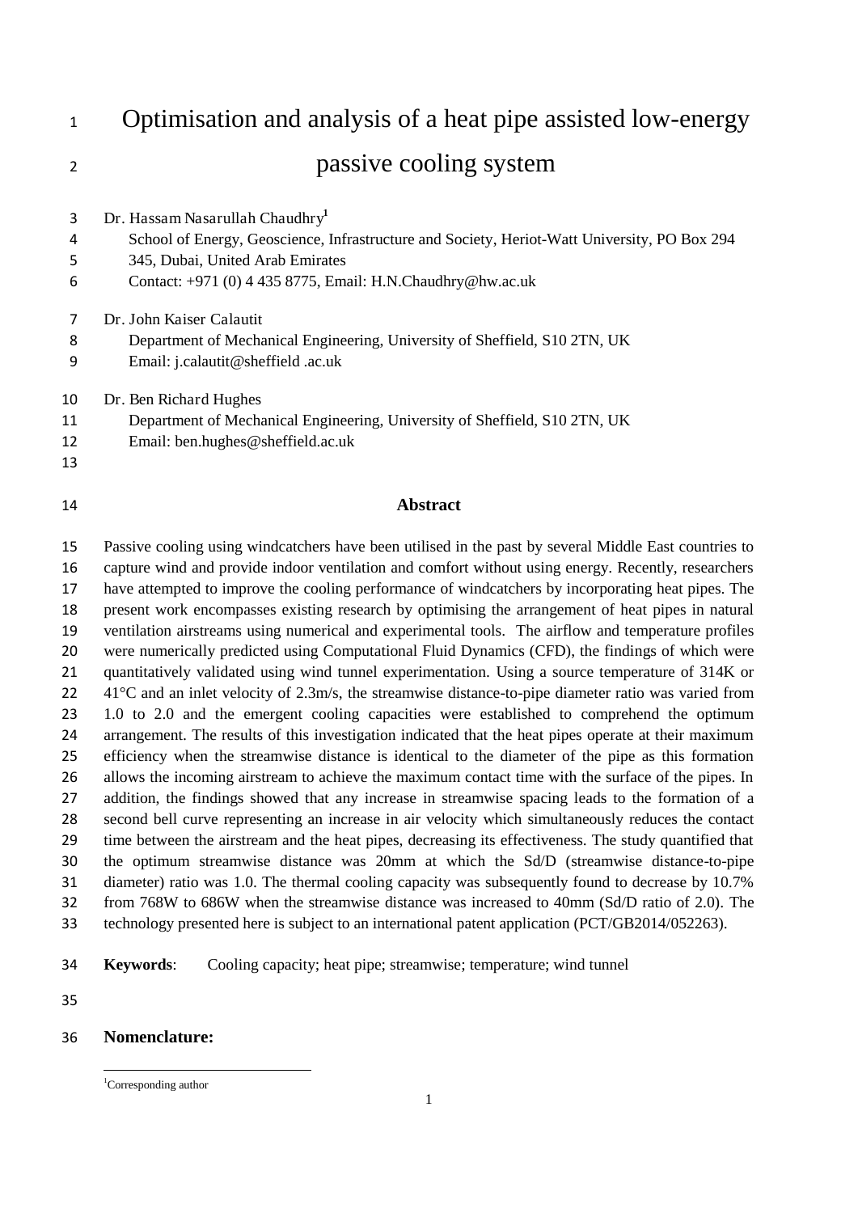# Optimisation and analysis of a heat pipe assisted low-energy passive cooling system

Dr. Hassam Nasarullah Chaudhry[1]

School of Energy, Geoscience, Infrastructure and Society, Heriot-Watt University, PO Box 294 345, Dubai, United Arab Emirates

Contact: +971 (0) 4 435 8775, Email: H.N.Chaudhry@hw.ac.uk

Dr. John Kaiser Calautit

Department of Mechanical Engineering, University of Sheffield, S10 2TN, UK

Email: j.calautit@sheffield .ac.uk

Dr. Ben Richard Hughes

Department of Mechanical Engineering, University of Sheffield, S10 2TN, UK

Email: ben.hughes@sheffield.ac.uk

## Abstract

Passive cooling using windcatchers have been utilised in the past by several Middle East countries to capture wind and provide indoor ventilation and comfort without using energy. Recently, researchers have attempted to improve the cooling performance of windcatchers by incorporating heat pipes. The present work encompasses existing research by optimising the arrangement of heat pipes in natural ventilation airstreams using numerical and experimental tools. The airflow and temperature profiles were numerically predicted using Computational Fluid Dynamics (CFD), the findings of which were quantitatively validated using wind tunnel experimentation. Using a source temperature of 314K or 41°C and an inlet velocity of 2.3m/s, the streamwise distance-to-pipe diameter ratio was varied from 1.0 to 2.0 and the emergent cooling capacities were established to comprehend the optimum arrangement. The results of this investigation indicated that the heat pipes operate at their maximum efficiency when the streamwise distance is identical to the diameter of the pipe as this formation allows the incoming airstream to achieve the maximum contact time with the surface of the pipes. In addition, the findings showed that any increase in streamwise spacing leads to the formation of a second bell curve representing an increase in air velocity which simultaneously reduces the contact time between the airstream and the heat pipes, decreasing its effectiveness. The study quantified that the optimum streamwise distance was 20mm at which the Sd/D (streamwise distance-to-pipe diameter) ratio was 1.0. The thermal cooling capacity was subsequently found to decrease by 10.7% from 768W to 686W when the streamwise distance was increased to 40mm (Sd/D ratio of 2.0). The technology presented here is subject to an international patent application (PCT/GB2014/052263).

**Keywords**: Cooling capacity; heat pipe; streamwise; temperature; wind tunnel

## Nomenclature:

[1]Corresponding author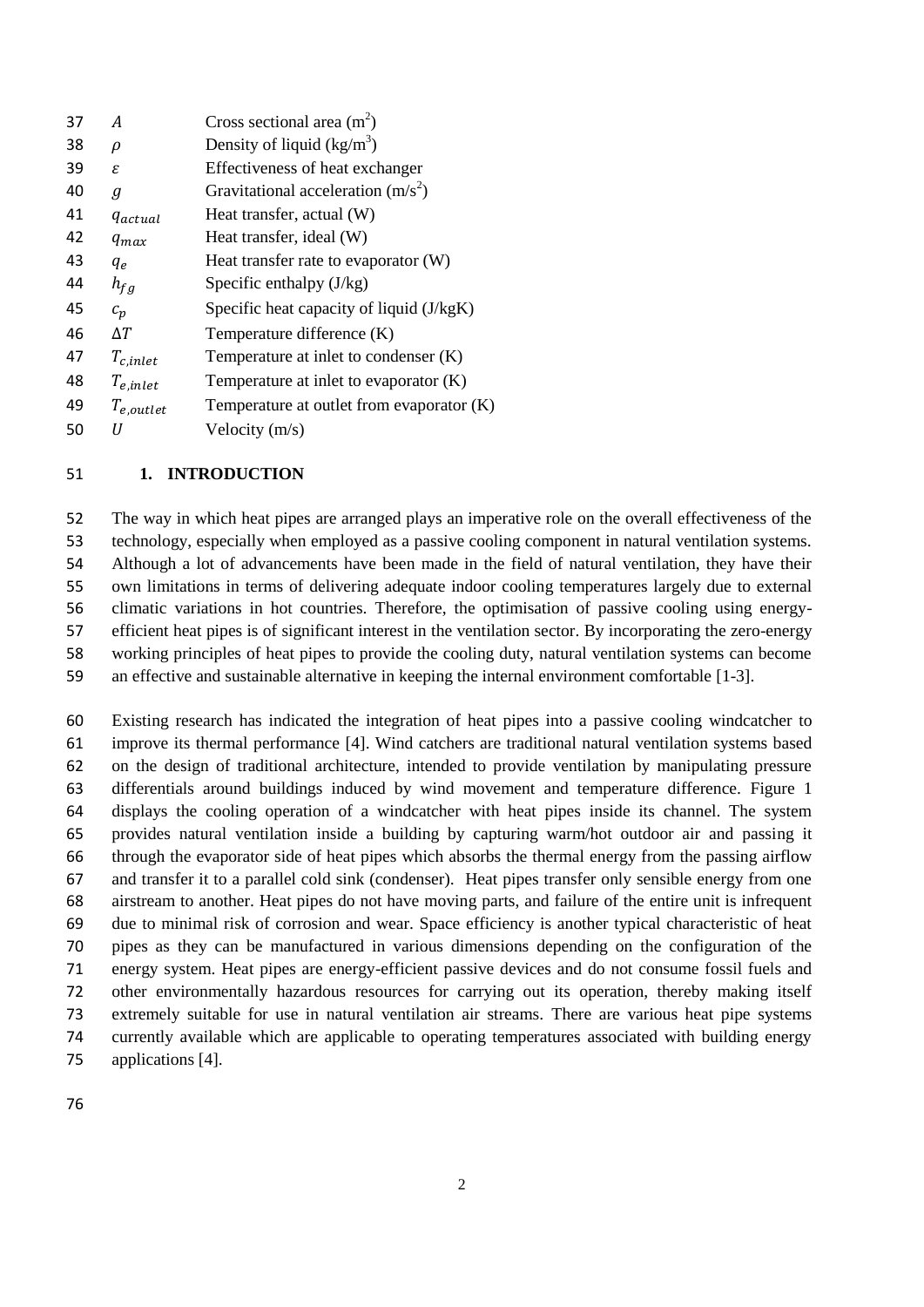| | |
|---|---|
| $A$ | Cross sectional area ($m^2$) |
| $\rho$ | Density of liquid ($kg/m^3$) |
| $\varepsilon$ | Effectiveness of heat exchanger |
| $g$ | Gravitational acceleration ($m/s^2$) |
| $q_{actual}$ | Heat transfer, actual (W) |
| $q_{max}$ | Heat transfer, ideal (W) |
| $q_e$ | Heat transfer rate to evaporator (W) |
| $h_{fg}$ | Specific enthalpy (J/kg) |
| $c_p$ | Specific heat capacity of liquid (J/kgK) |
| $\Delta T$ | Temperature difference (K) |
| $T_{c,inlet}$ | Temperature at inlet to condenser (K) |
| $T_{e,inlet}$ | Temperature at inlet to evaporator (K) |
| $T_{e,outlet}$ | Temperature at outlet from evaporator (K) |
| $U$ | Velocity (m/s) |

## 1. INTRODUCTION

The way in which heat pipes are arranged plays an imperative role on the overall effectiveness of the technology, especially when employed as a passive cooling component in natural ventilation systems. Although a lot of advancements have been made in the field of natural ventilation, they have their own limitations in terms of delivering adequate indoor cooling temperatures largely due to external climatic variations in hot countries. Therefore, the optimisation of passive cooling using energy-efficient heat pipes is of significant interest in the ventilation sector. By incorporating the zero-energy working principles of heat pipes to provide the cooling duty, natural ventilation systems can become an effective and sustainable alternative in keeping the internal environment comfortable [1-3].

Existing research has indicated the integration of heat pipes into a passive cooling windcatcher to improve its thermal performance [4]. Wind catchers are traditional natural ventilation systems based on the design of traditional architecture, intended to provide ventilation by manipulating pressure differentials around buildings induced by wind movement and temperature difference. Figure 1 displays the cooling operation of a windcatcher with heat pipes inside its channel. The system provides natural ventilation inside a building by capturing warm/hot outdoor air and passing it through the evaporator side of heat pipes which absorbs the thermal energy from the passing airflow and transfer it to a parallel cold sink (condenser). Heat pipes transfer only sensible energy from one airstream to another. Heat pipes do not have moving parts, and failure of the entire unit is infrequent due to minimal risk of corrosion and wear. Space efficiency is another typical characteristic of heat pipes as they can be manufactured in various dimensions depending on the configuration of the energy system. Heat pipes are energy-efficient passive devices and do not consume fossil fuels and other environmentally hazardous resources for carrying out its operation, thereby making itself extremely suitable for use in natural ventilation air streams. There are various heat pipe systems currently available which are applicable to operating temperatures associated with building energy applications [4].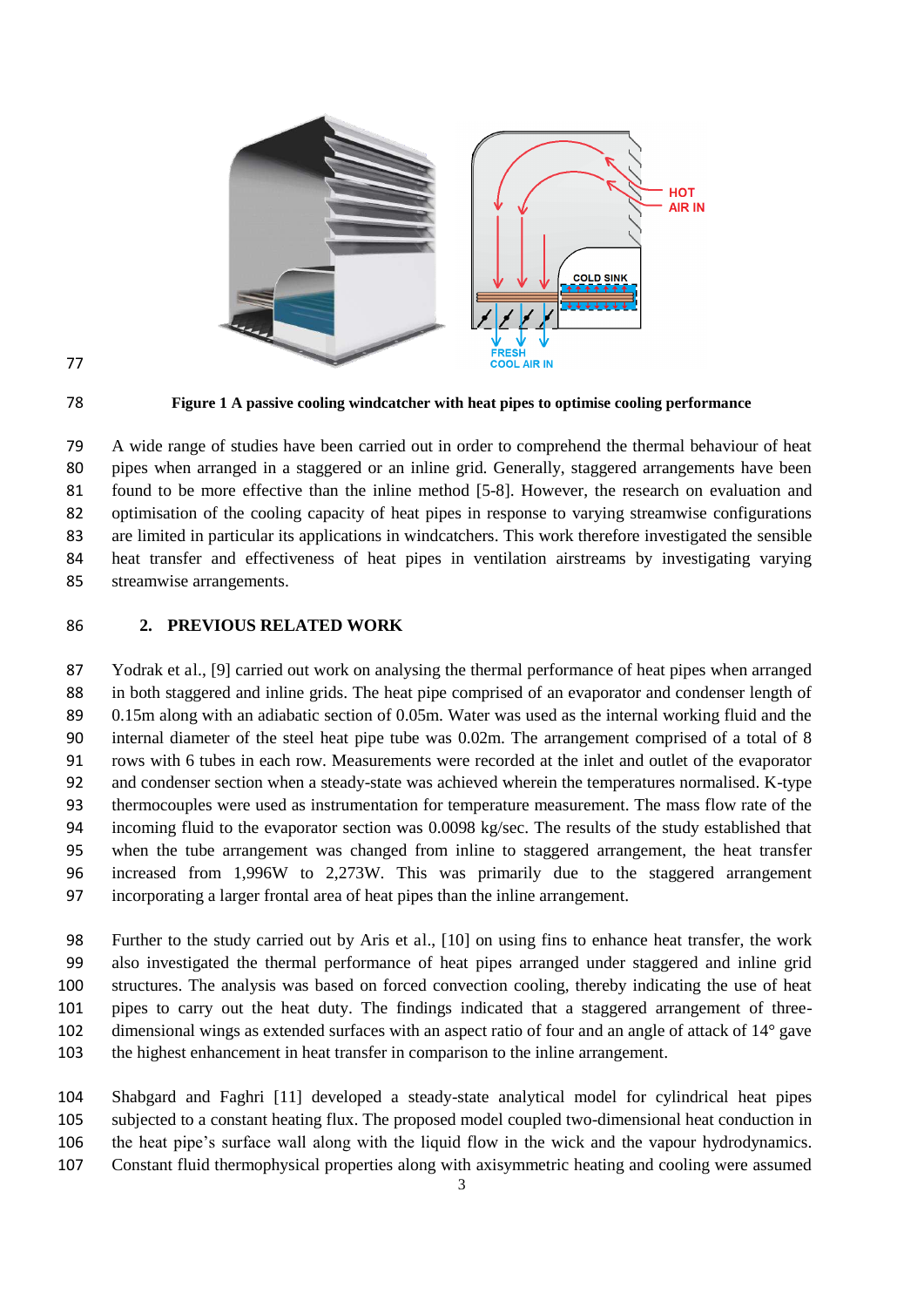**Figure 1 A passive cooling windcatcher with heat pipes to optimise cooling performance**

A wide range of studies have been carried out in order to comprehend the thermal behaviour of heat pipes when arranged in a staggered or an inline grid. Generally, staggered arrangements have been found to be more effective than the inline method [5-8]. However, the research on evaluation and optimisation of the cooling capacity of heat pipes in response to varying streamwise configurations are limited in particular its applications in windcatchers. This work therefore investigated the sensible heat transfer and effectiveness of heat pipes in ventilation airstreams by investigating varying streamwise arrangements.

## 2. PREVIOUS RELATED WORK

Yodrak et al., [9] carried out work on analysing the thermal performance of heat pipes when arranged in both staggered and inline grids. The heat pipe comprised of an evaporator and condenser length of 0.15m along with an adiabatic section of 0.05m. Water was used as the internal working fluid and the internal diameter of the steel heat pipe tube was 0.02m. The arrangement comprised of a total of 8 rows with 6 tubes in each row. Measurements were recorded at the inlet and outlet of the evaporator and condenser section when a steady-state was achieved wherein the temperatures normalised. K-type thermocouples were used as instrumentation for temperature measurement. The mass flow rate of the incoming fluid to the evaporator section was 0.0098 kg/sec. The results of the study established that when the tube arrangement was changed from inline to staggered arrangement, the heat transfer increased from 1,996W to 2,273W. This was primarily due to the staggered arrangement incorporating a larger frontal area of heat pipes than the inline arrangement.

Further to the study carried out by Aris et al., [10] on using fins to enhance heat transfer, the work also investigated the thermal performance of heat pipes arranged under staggered and inline grid structures. The analysis was based on forced convection cooling, thereby indicating the use of heat pipes to carry out the heat duty. The findings indicated that a staggered arrangement of three-dimensional wings as extended surfaces with an aspect ratio of four and an angle of attack of 14° gave the highest enhancement in heat transfer in comparison to the inline arrangement.

Shabgard and Faghri [11] developed a steady-state analytical model for cylindrical heat pipes subjected to a constant heating flux. The proposed model coupled two-dimensional heat conduction in the heat pipe's surface wall along with the liquid flow in the wick and the vapour hydrodynamics. Constant fluid thermophysical properties along with axisymmetric heating and cooling were assumed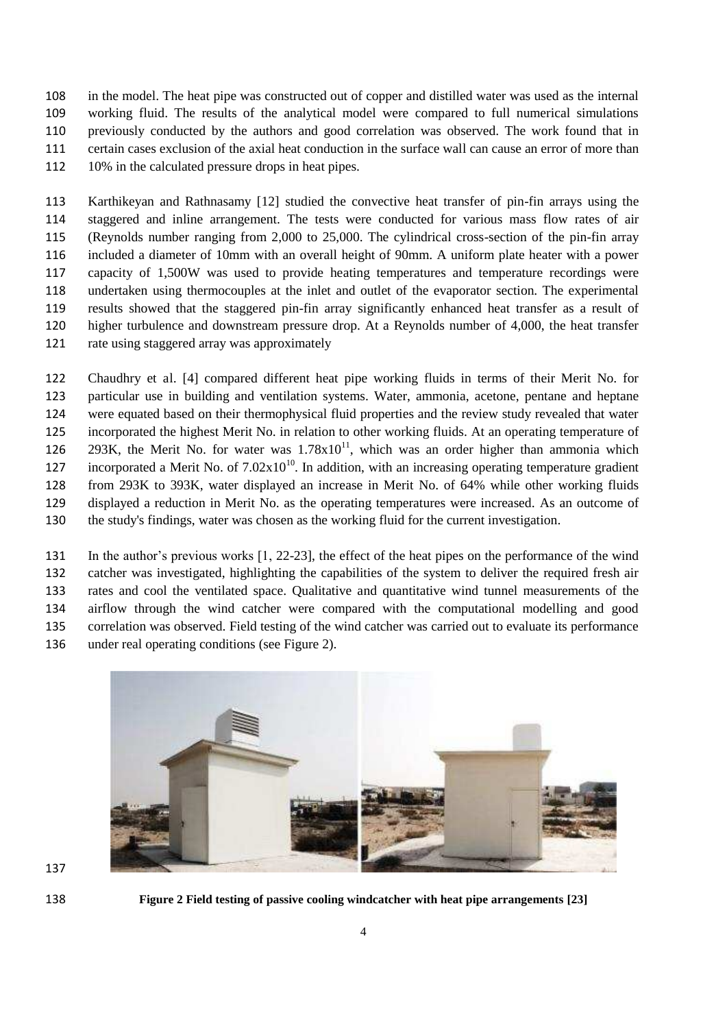in the model. The heat pipe was constructed out of copper and distilled water was used as the internal working fluid. The results of the analytical model were compared to full numerical simulations previously conducted by the authors and good correlation was observed. The work found that in certain cases exclusion of the axial heat conduction in the surface wall can cause an error of more than 10% in the calculated pressure drops in heat pipes.

Karthikeyan and Rathnasamy [12] studied the convective heat transfer of pin-fin arrays using the staggered and inline arrangement. The tests were conducted for various mass flow rates of air (Reynolds number ranging from 2,000 to 25,000. The cylindrical cross-section of the pin-fin array included a diameter of 10mm with an overall height of 90mm. A uniform plate heater with a power capacity of 1,500W was used to provide heating temperatures and temperature recordings were undertaken using thermocouples at the inlet and outlet of the evaporator section. The experimental results showed that the staggered pin-fin array significantly enhanced heat transfer as a result of higher turbulence and downstream pressure drop. At a Reynolds number of 4,000, the heat transfer rate using staggered array was approximately

Chaudhry et al. [4] compared different heat pipe working fluids in terms of their Merit No. for particular use in building and ventilation systems. Water, ammonia, acetone, pentane and heptane were equated based on their thermophysical fluid properties and the review study revealed that water incorporated the highest Merit No. in relation to other working fluids. At an operating temperature of 293K, the Merit No. for water was $1.78x10^{11}$, which was an order higher than ammonia which incorporated a Merit No. of $7.02x10^{10}$. In addition, with an increasing operating temperature gradient from 293K to 393K, water displayed an increase in Merit No. of 64% while other working fluids displayed a reduction in Merit No. as the operating temperatures were increased. As an outcome of the study's findings, water was chosen as the working fluid for the current investigation.

In the author's previous works [1, 22-23], the effect of the heat pipes on the performance of the wind catcher was investigated, highlighting the capabilities of the system to deliver the required fresh air rates and cool the ventilated space. Qualitative and quantitative wind tunnel measurements of the airflow through the wind catcher were compared with the computational modelling and good correlation was observed. Field testing of the wind catcher was carried out to evaluate its performance under real operating conditions (see Figure 2).

**Figure 2 Field testing of passive cooling windcatcher with heat pipe arrangements [23]**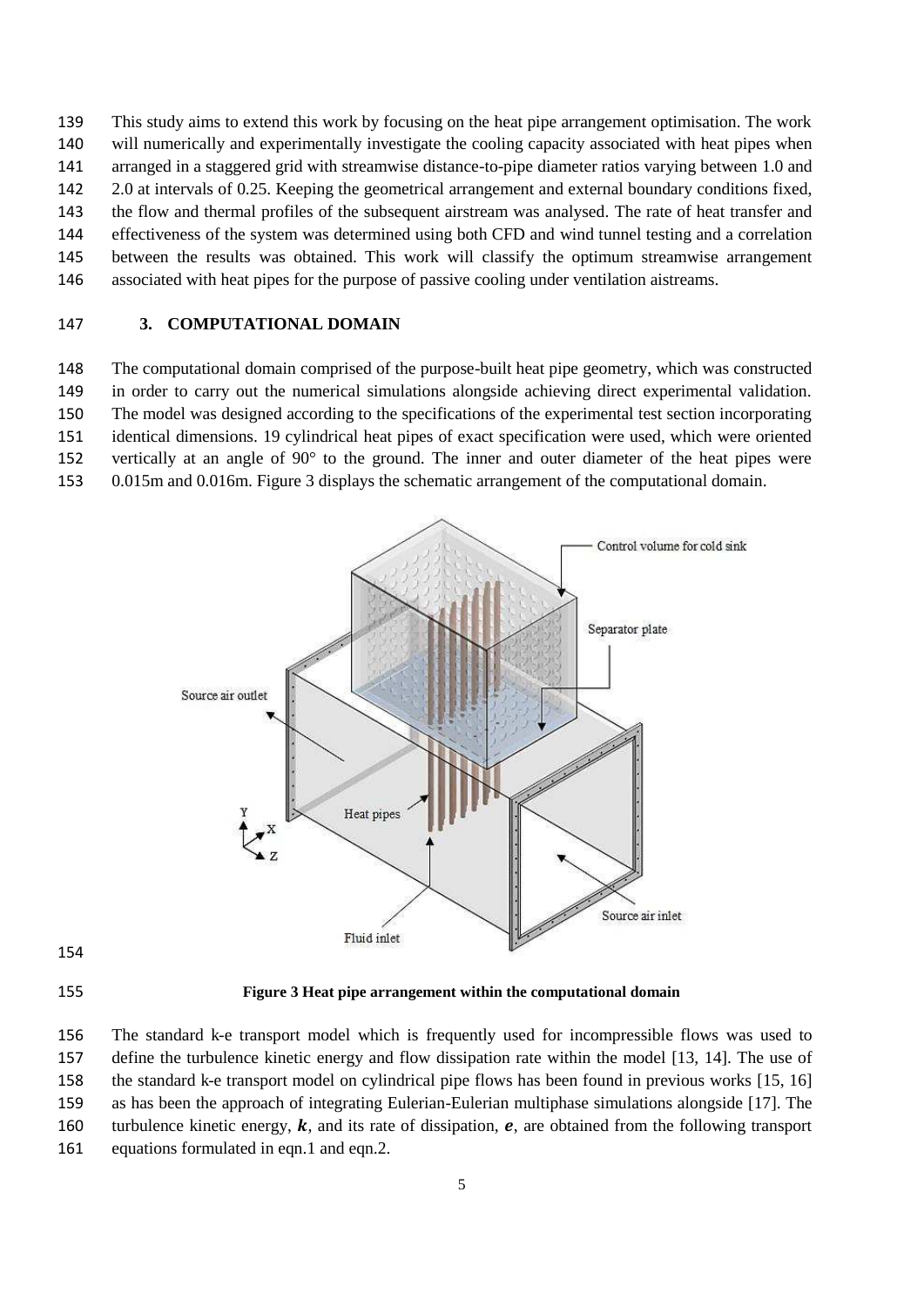This study aims to extend this work by focusing on the heat pipe arrangement optimisation. The work will numerically and experimentally investigate the cooling capacity associated with heat pipes when arranged in a staggered grid with streamwise distance-to-pipe diameter ratios varying between 1.0 and 2.0 at intervals of 0.25. Keeping the geometrical arrangement and external boundary conditions fixed, the flow and thermal profiles of the subsequent airstream was analysed. The rate of heat transfer and effectiveness of the system was determined using both CFD and wind tunnel testing and a correlation between the results was obtained. This work will classify the optimum streamwise arrangement associated with heat pipes for the purpose of passive cooling under ventilation aistreams.

## 3. COMPUTATIONAL DOMAIN

The computational domain comprised of the purpose-built heat pipe geometry, which was constructed in order to carry out the numerical simulations alongside achieving direct experimental validation. The model was designed according to the specifications of the experimental test section incorporating identical dimensions. 19 cylindrical heat pipes of exact specification were used, which were oriented vertically at an angle of 90° to the ground. The inner and outer diameter of the heat pipes were 0.015m and 0.016m. Figure 3 displays the schematic arrangement of the computational domain.

**Figure 3 Heat pipe arrangement within the computational domain**

The standard k-e transport model which is frequently used for incompressible flows was used to define the turbulence kinetic energy and flow dissipation rate within the model [13, 14]. The use of the standard k-e transport model on cylindrical pipe flows has been found in previous works [15, 16] as has been the approach of integrating Eulerian-Eulerian multiphase simulations alongside [17]. The turbulence kinetic energy, $\boldsymbol{k}$, and its rate of dissipation, $\boldsymbol{e}$, are obtained from the following transport equations formulated in eqn.1 and eqn.2.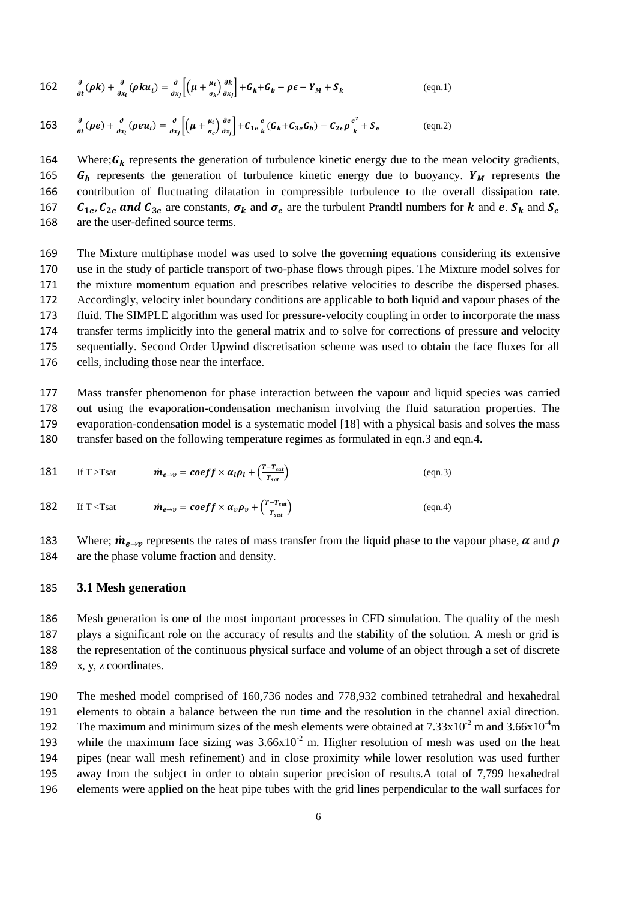$$\frac{\partial}{\partial t}(\rho k) + \frac{\partial}{\partial x_i}(\rho k u_i) = \frac{\partial}{\partial x_j}\left[\left(\mu + \frac{\mu_t}{\sigma_k}\right)\frac{\partial k}{\partial x_j}\right] + G_k + G_b - \rho\epsilon - Y_M + S_k \quad \text{(eqn.1)}$$

$$\frac{\partial}{\partial t}(\rho e) + \frac{\partial}{\partial x_i}(\rho e u_i) = \frac{\partial}{\partial x_j}\left[\left(\mu + \frac{\mu_t}{\sigma_e}\right)\frac{\partial e}{\partial x_j}\right] + C_{1e}\frac{e}{k}(G_k + C_{3e}G_b) - C_{2\epsilon}\rho\frac{e^2}{k} + S_e \quad \text{(eqn.2)}$$

Where; $G_k$ represents the generation of turbulence kinetic energy due to the mean velocity gradients, $G_b$ represents the generation of turbulence kinetic energy due to buoyancy. $Y_M$ represents the contribution of fluctuating dilatation in compressible turbulence to the overall dissipation rate. $C_{1e}, C_{2e}$ *and* $C_{3e}$ are constants, $\sigma_k$ and $\sigma_e$ are the turbulent Prandtl numbers for $k$ and $e$. $S_k$ and $S_e$ are the user-defined source terms.

The Mixture multiphase model was used to solve the governing equations considering its extensive use in the study of particle transport of two-phase flows through pipes. The Mixture model solves for the mixture momentum equation and prescribes relative velocities to describe the dispersed phases. Accordingly, velocity inlet boundary conditions are applicable to both liquid and vapour phases of the fluid. The SIMPLE algorithm was used for pressure-velocity coupling in order to incorporate the mass transfer terms implicitly into the general matrix and to solve for corrections of pressure and velocity sequentially. Second Order Upwind discretisation scheme was used to obtain the face fluxes for all cells, including those near the interface.

Mass transfer phenomenon for phase interaction between the vapour and liquid species was carried out using the evaporation-condensation mechanism involving the fluid saturation properties. The evaporation-condensation model is a systematic model [18] with a physical basis and solves the mass transfer based on the following temperature regimes as formulated in eqn.3 and eqn.4.

If T >Tsat $\quad \dot{m}_{e\rightarrow v} = coeff \times \alpha_l\rho_l + \left(\frac{T - T_{sat}}{T_{sat}}\right)$ (eqn.3)

If T <Tsat $\quad \dot{m}_{e\rightarrow v} = coeff \times \alpha_v\rho_v + \left(\frac{T - T_{sat}}{T_{sat}}\right)$ (eqn.4)

Where; $\dot{m}_{e\rightarrow v}$ represents the rates of mass transfer from the liquid phase to the vapour phase, $\alpha$ and $\rho$ are the phase volume fraction and density.

### 3.1 Mesh generation

Mesh generation is one of the most important processes in CFD simulation. The quality of the mesh plays a significant role on the accuracy of results and the stability of the solution. A mesh or grid is the representation of the continuous physical surface and volume of an object through a set of discrete x, y, z coordinates.

The meshed model comprised of 160,736 nodes and 778,932 combined tetrahedral and hexahedral elements to obtain a balance between the run time and the resolution in the channel axial direction. The maximum and minimum sizes of the mesh elements were obtained at $7.33\text{x}10^{-2}$ m and $3.66\text{x}10^{-4}$m while the maximum face sizing was $3.66\text{x}10^{-2}$ m. Higher resolution of mesh was used on the heat pipes (near wall mesh refinement) and in close proximity while lower resolution was used further away from the subject in order to obtain superior precision of results.A total of 7,799 hexahedral elements were applied on the heat pipe tubes with the grid lines perpendicular to the wall surfaces for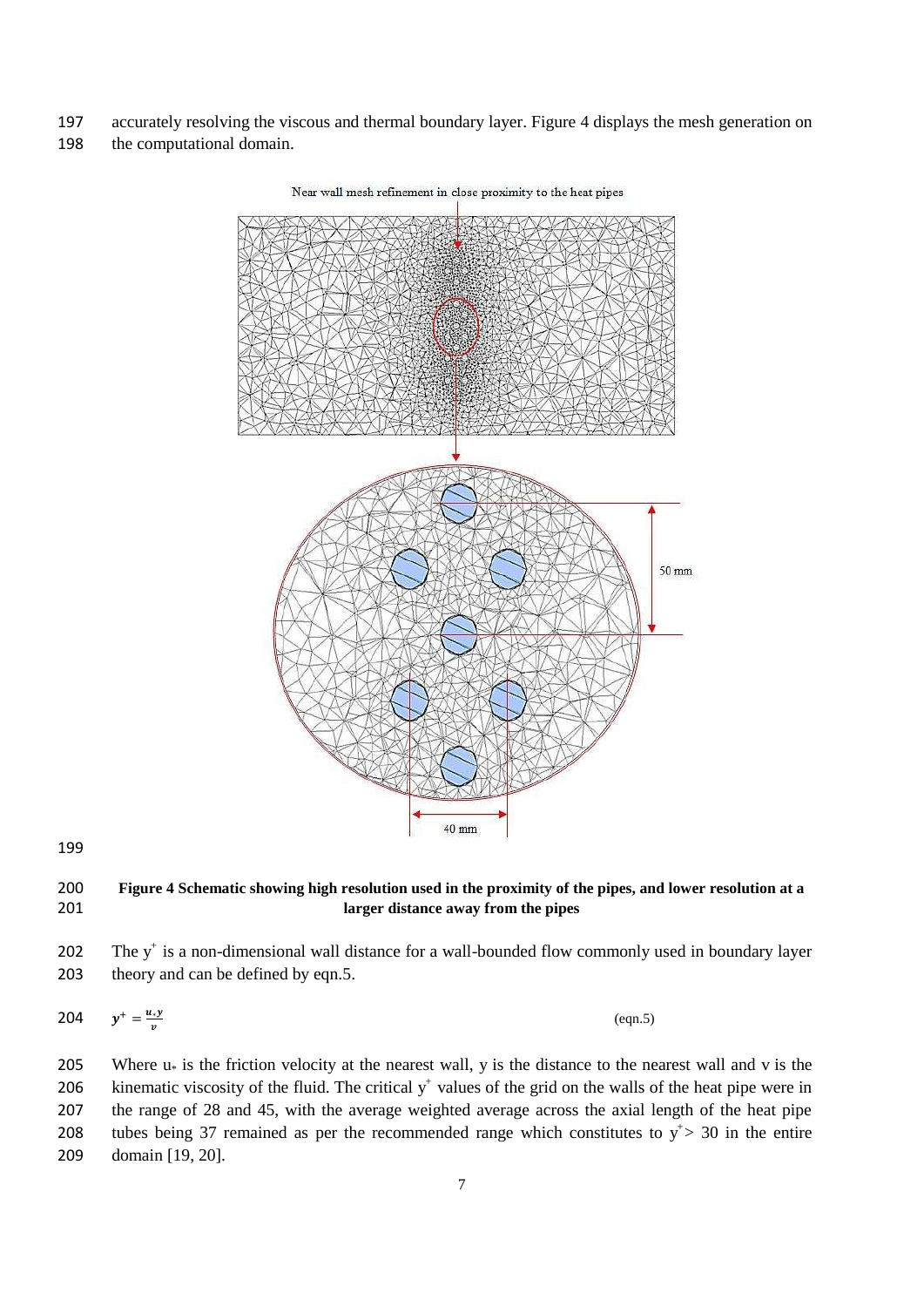accurately resolving the viscous and thermal boundary layer. Figure 4 displays the mesh generation on the computational domain.

**Figure 4 Schematic showing high resolution used in the proximity of the pipes, and lower resolution at a larger distance away from the pipes**

The $y^+$ is a non-dimensional wall distance for a wall-bounded flow commonly used in boundary layer theory and can be defined by eqn.5.

$$y^+ = \frac{u_* y}{v} \qquad \text{(eqn.5)}$$

Where $u_*$ is the friction velocity at the nearest wall, y is the distance to the nearest wall and v is the kinematic viscosity of the fluid. The critical $y^+$ values of the grid on the walls of the heat pipe were in the range of 28 and 45, with the average weighted average across the axial length of the heat pipe tubes being 37 remained as per the recommended range which constitutes to $y^+ > 30$ in the entire domain [19, 20].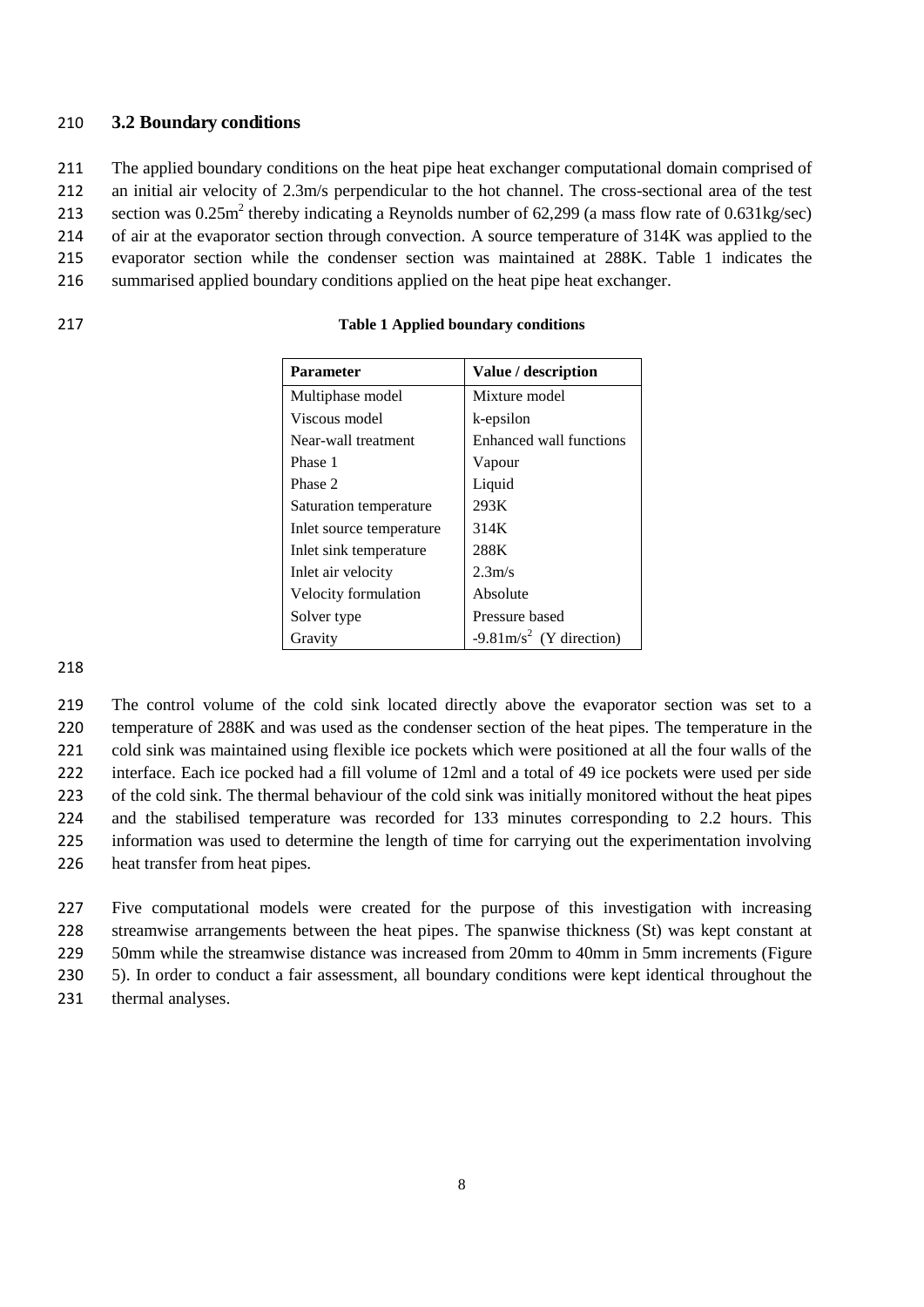### 3.2 Boundary conditions

The applied boundary conditions on the heat pipe heat exchanger computational domain comprised of an initial air velocity of 2.3m/s perpendicular to the hot channel. The cross-sectional area of the test section was $0.25m^2$ thereby indicating a Reynolds number of 62,299 (a mass flow rate of 0.631kg/sec) of air at the evaporator section through convection. A source temperature of 314K was applied to the evaporator section while the condenser section was maintained at 288K. Table 1 indicates the summarised applied boundary conditions applied on the heat pipe heat exchanger.

**Table 1 Applied boundary conditions**

| Parameter | Value / description |
|---|---|
| Multiphase model | Mixture model |
| Viscous model | k-epsilon |
| Near-wall treatment | Enhanced wall functions |
| Phase 1 | Vapour |
| Phase 2 | Liquid |
| Saturation temperature | 293K |
| Inlet source temperature | 314K |
| Inlet sink temperature | 288K |
| Inlet air velocity | 2.3m/s |
| Velocity formulation | Absolute |
| Solver type | Pressure based |
| Gravity | $-9.81m/s^2$ (Y direction) |

The control volume of the cold sink located directly above the evaporator section was set to a temperature of 288K and was used as the condenser section of the heat pipes. The temperature in the cold sink was maintained using flexible ice pockets which were positioned at all the four walls of the interface. Each ice pocked had a fill volume of 12ml and a total of 49 ice pockets were used per side of the cold sink. The thermal behaviour of the cold sink was initially monitored without the heat pipes and the stabilised temperature was recorded for 133 minutes corresponding to 2.2 hours. This information was used to determine the length of time for carrying out the experimentation involving heat transfer from heat pipes.

Five computational models were created for the purpose of this investigation with increasing streamwise arrangements between the heat pipes. The spanwise thickness (St) was kept constant at 50mm while the streamwise distance was increased from 20mm to 40mm in 5mm increments (Figure 5). In order to conduct a fair assessment, all boundary conditions were kept identical throughout the thermal analyses.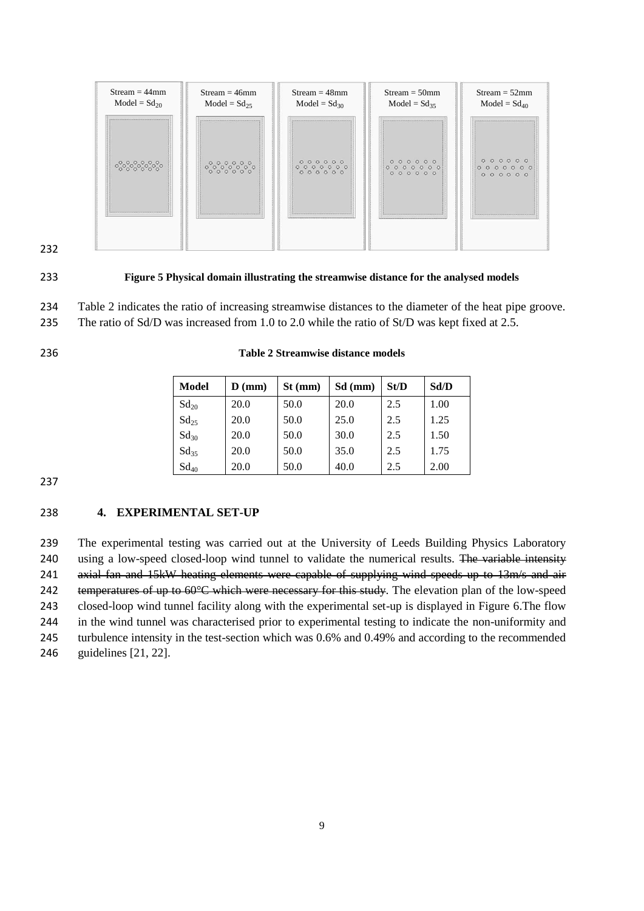Figure 5 Physical domain illustrating the streamwise distance for the analysed models

Table 2 indicates the ratio of increasing streamwise distances to the diameter of the heat pipe groove. The ratio of Sd/D was increased from 1.0 to 2.0 while the ratio of St/D was kept fixed at 2.5.

**Table 2 Streamwise distance models**

| Model | D (mm) | St (mm) | Sd (mm) | St/D | Sd/D |
|---|---|---|---|---|---|
| $Sd_{20}$ | 20.0 | 50.0 | 20.0 | 2.5 | 1.00 |
| $Sd_{25}$ | 20.0 | 50.0 | 25.0 | 2.5 | 1.25 |
| $Sd_{30}$ | 20.0 | 50.0 | 30.0 | 2.5 | 1.50 |
| $Sd_{35}$ | 20.0 | 50.0 | 35.0 | 2.5 | 1.75 |
| $Sd_{40}$ | 20.0 | 50.0 | 40.0 | 2.5 | 2.00 |

## 4. EXPERIMENTAL SET-UP

The experimental testing was carried out at the University of Leeds Building Physics Laboratory using a low-speed closed-loop wind tunnel to validate the numerical results. ~~The variable intensity axial fan and 15kW heating elements were capable of supplying wind speeds up to 13m/s and air temperatures of up to 60°C which were necessary for this study~~. The elevation plan of the low-speed closed-loop wind tunnel facility along with the experimental set-up is displayed in Figure 6.The flow in the wind tunnel was characterised prior to experimental testing to indicate the non-uniformity and turbulence intensity in the test-section which was 0.6% and 0.49% and according to the recommended guidelines [21, 22].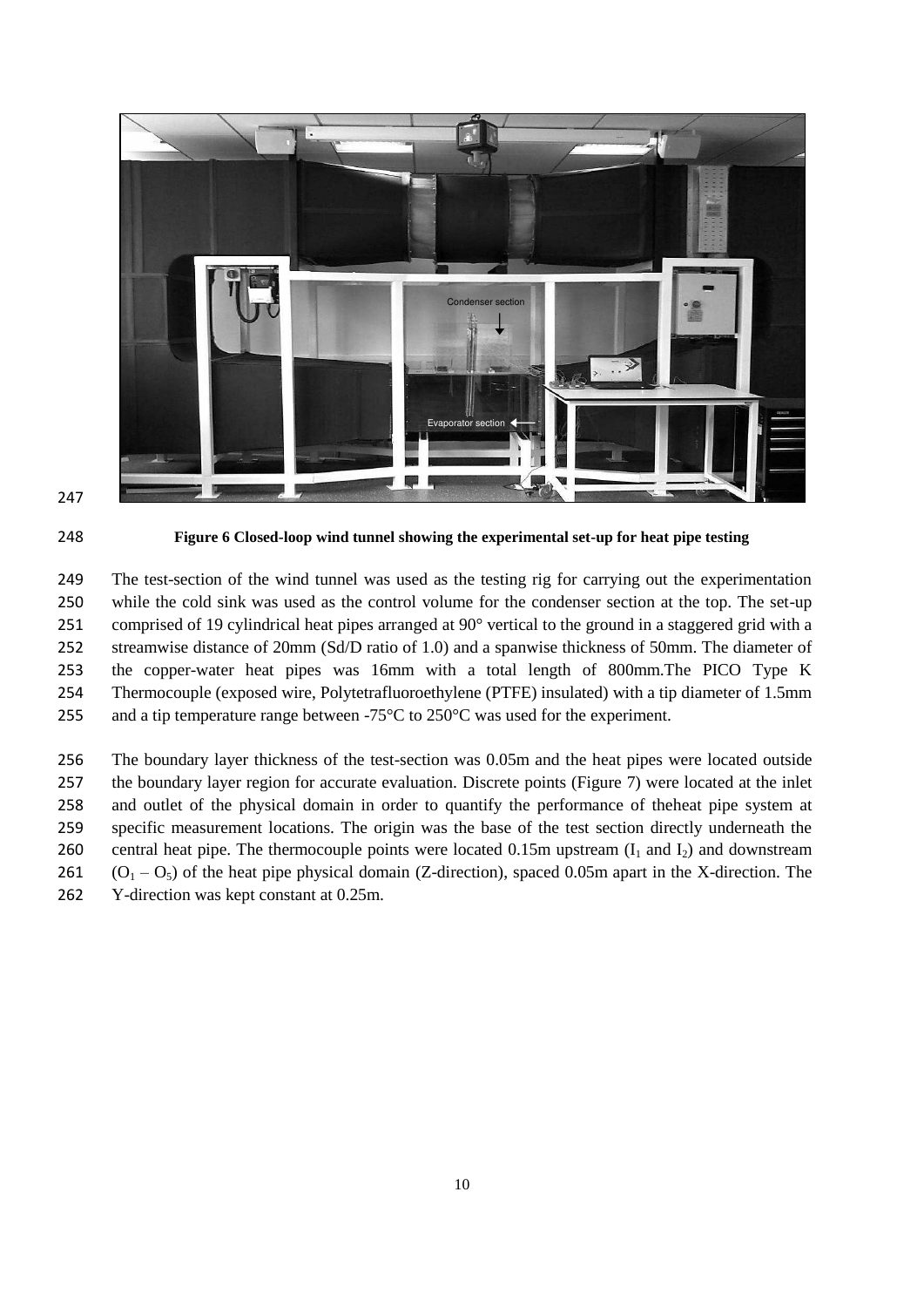**Figure 6 Closed-loop wind tunnel showing the experimental set-up for heat pipe testing**

The test-section of the wind tunnel was used as the testing rig for carrying out the experimentation while the cold sink was used as the control volume for the condenser section at the top. The set-up comprised of 19 cylindrical heat pipes arranged at 90° vertical to the ground in a staggered grid with a streamwise distance of 20mm (Sd/D ratio of 1.0) and a spanwise thickness of 50mm. The diameter of the copper-water heat pipes was 16mm with a total length of 800mm.The PICO Type K Thermocouple (exposed wire, Polytetrafluoroethylene (PTFE) insulated) with a tip diameter of 1.5mm and a tip temperature range between -75°C to 250°C was used for the experiment.

The boundary layer thickness of the test-section was 0.05m and the heat pipes were located outside the boundary layer region for accurate evaluation. Discrete points (Figure 7) were located at the inlet and outlet of the physical domain in order to quantify the performance of theheat pipe system at specific measurement locations. The origin was the base of the test section directly underneath the central heat pipe. The thermocouple points were located 0.15m upstream ($I_1$ and $I_2$) and downstream ($O_1$ – $O_5$) of the heat pipe physical domain (Z-direction), spaced 0.05m apart in the X-direction. The Y-direction was kept constant at 0.25m.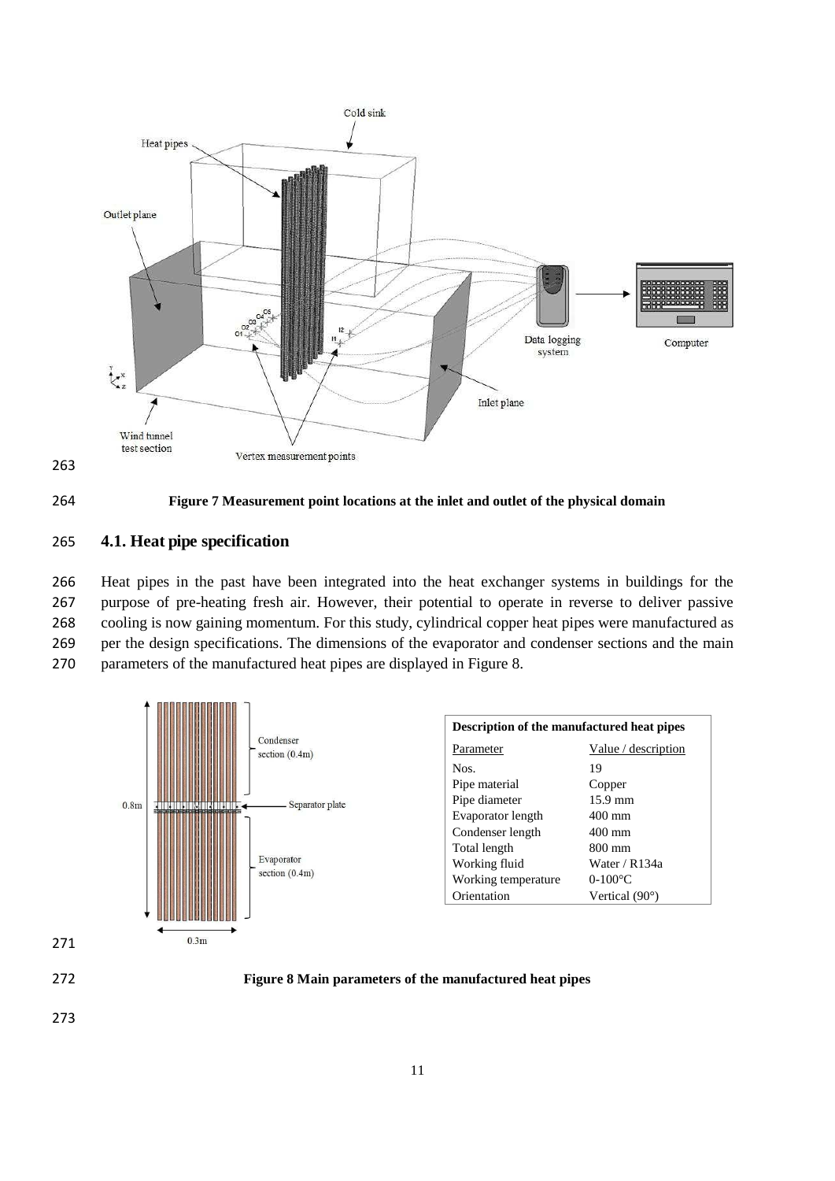Figure 7 Measurement point locations at the inlet and outlet of the physical domain

## 4.1. Heat pipe specification

Heat pipes in the past have been integrated into the heat exchanger systems in buildings for the purpose of pre-heating fresh air. However, their potential to operate in reverse to deliver passive cooling is now gaining momentum. For this study, cylindrical copper heat pipes were manufactured as per the design specifications. The dimensions of the evaporator and condenser sections and the main parameters of the manufactured heat pipes are displayed in Figure 8.

| Description of the manufactured heat pipes | |
|---|---|
| Parameter | Value / description |
| Nos. | 19 |
| Pipe material | Copper |
| Pipe diameter | 15.9 mm |
| Evaporator length | 400 mm |
| Condenser length | 400 mm |
| Total length | 800 mm |
| Working fluid | Water / R134a |
| Working temperature | 0-100°C |
| Orientation | Vertical (90°) |

Figure 8 Main parameters of the manufactured heat pipes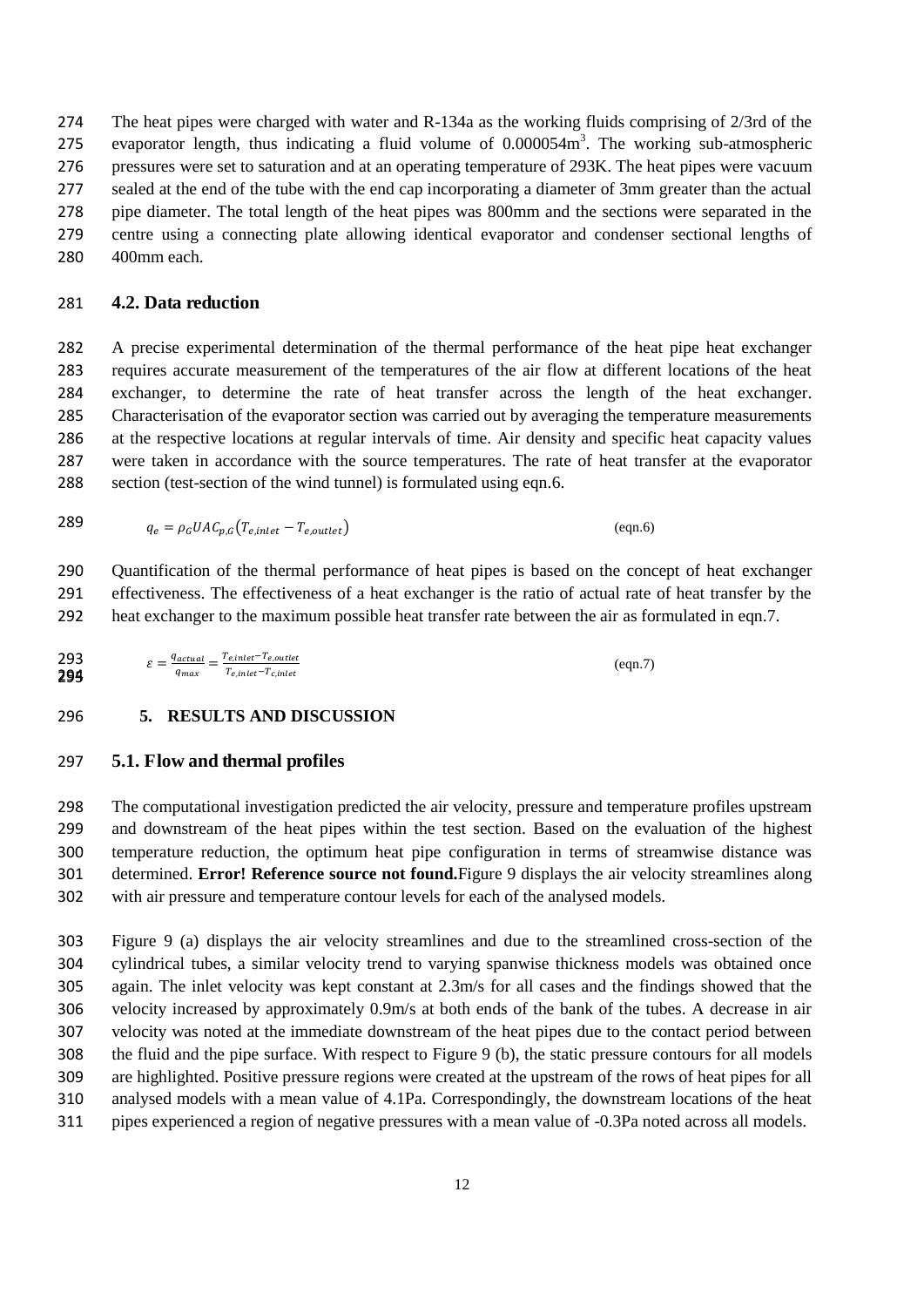The heat pipes were charged with water and R-134a as the working fluids comprising of 2/3rd of the evaporator length, thus indicating a fluid volume of 0.000054m$^3$. The working sub-atmospheric pressures were set to saturation and at an operating temperature of 293K. The heat pipes were vacuum sealed at the end of the tube with the end cap incorporating a diameter of 3mm greater than the actual pipe diameter. The total length of the heat pipes was 800mm and the sections were separated in the centre using a connecting plate allowing identical evaporator and condenser sectional lengths of 400mm each.

### 4.2. Data reduction

A precise experimental determination of the thermal performance of the heat pipe heat exchanger requires accurate measurement of the temperatures of the air flow at different locations of the heat exchanger, to determine the rate of heat transfer across the length of the heat exchanger. Characterisation of the evaporator section was carried out by averaging the temperature measurements at the respective locations at regular intervals of time. Air density and specific heat capacity values were taken in accordance with the source temperatures. The rate of heat transfer at the evaporator section (test-section of the wind tunnel) is formulated using eqn.6.

$$q_e = \rho_G U A C_{p,G}\left(T_{e,inlet} - T_{e,outlet}\right) \quad \text{(eqn.6)}$$

Quantification of the thermal performance of heat pipes is based on the concept of heat exchanger effectiveness. The effectiveness of a heat exchanger is the ratio of actual rate of heat transfer by the heat exchanger to the maximum possible heat transfer rate between the air as formulated in eqn.7.

$$\varepsilon = \frac{q_{actual}}{q_{max}} = \frac{T_{e,inlet} - T_{e,outlet}}{T_{e,inlet} - T_{c,inlet}} \quad \text{(eqn.7)}$$

## 5. RESULTS AND DISCUSSION

### 5.1. Flow and thermal profiles

The computational investigation predicted the air velocity, pressure and temperature profiles upstream and downstream of the heat pipes within the test section. Based on the evaluation of the highest temperature reduction, the optimum heat pipe configuration in terms of streamwise distance was determined. **Error! Reference source not found.**Figure 9 displays the air velocity streamlines along with air pressure and temperature contour levels for each of the analysed models.

Figure 9 (a) displays the air velocity streamlines and due to the streamlined cross-section of the cylindrical tubes, a similar velocity trend to varying spanwise thickness models was obtained once again. The inlet velocity was kept constant at 2.3m/s for all cases and the findings showed that the velocity increased by approximately 0.9m/s at both ends of the bank of the tubes. A decrease in air velocity was noted at the immediate downstream of the heat pipes due to the contact period between the fluid and the pipe surface. With respect to Figure 9 (b), the static pressure contours for all models are highlighted. Positive pressure regions were created at the upstream of the rows of heat pipes for all analysed models with a mean value of 4.1Pa. Correspondingly, the downstream locations of the heat pipes experienced a region of negative pressures with a mean value of -0.3Pa noted across all models.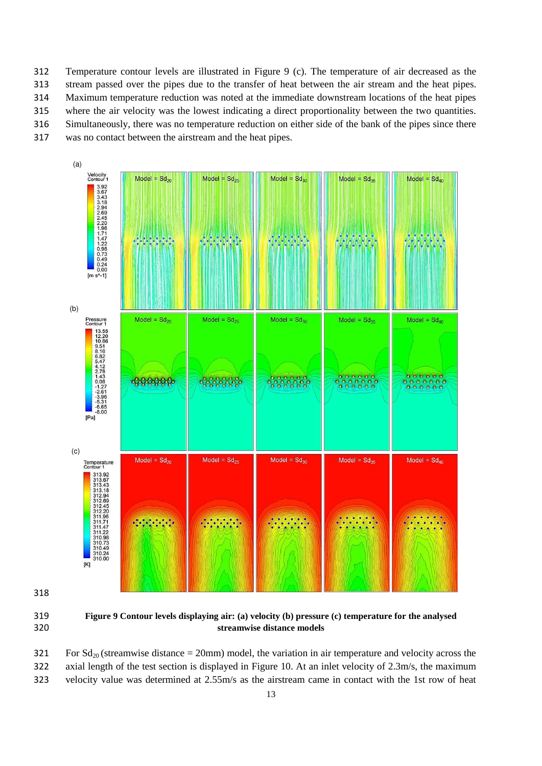Temperature contour levels are illustrated in Figure 9 (c). The temperature of air decreased as the stream passed over the pipes due to the transfer of heat between the air stream and the heat pipes. Maximum temperature reduction was noted at the immediate downstream locations of the heat pipes where the air velocity was the lowest indicating a direct proportionality between the two quantities. Simultaneously, there was no temperature reduction on either side of the bank of the pipes since there was no contact between the airstream and the heat pipes.

**Figure 9 Contour levels displaying air: (a) velocity (b) pressure (c) temperature for the analysed streamwise distance models**

For $Sd_{20}$ (streamwise distance = 20mm) model, the variation in air temperature and velocity across the axial length of the test section is displayed in Figure 10. At an inlet velocity of 2.3m/s, the maximum velocity value was determined at 2.55m/s as the airstream came in contact with the 1st row of heat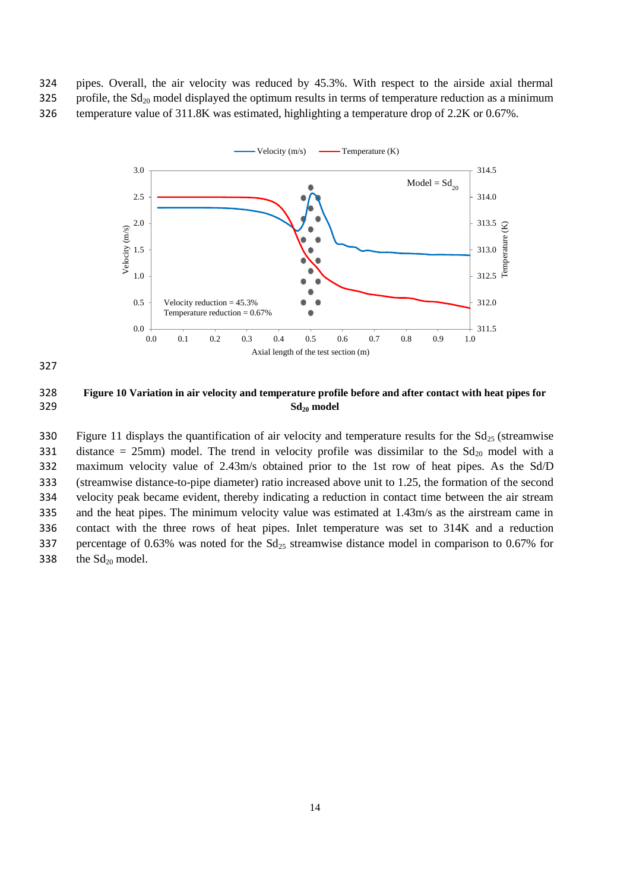pipes. Overall, the air velocity was reduced by 45.3%. With respect to the airside axial thermal profile, the $Sd_{20}$ model displayed the optimum results in terms of temperature reduction as a minimum temperature value of 311.8K was estimated, highlighting a temperature drop of 2.2K or 0.67%.

**Figure 10 Variation in air velocity and temperature profile before and after contact with heat pipes for $Sd_{20}$ model**

Figure 11 displays the quantification of air velocity and temperature results for the $Sd_{25}$ (streamwise distance = 25mm) model. The trend in velocity profile was dissimilar to the $Sd_{20}$ model with a maximum velocity value of 2.43m/s obtained prior to the 1st row of heat pipes. As the Sd/D (streamwise distance-to-pipe diameter) ratio increased above unit to 1.25, the formation of the second velocity peak became evident, thereby indicating a reduction in contact time between the air stream and the heat pipes. The minimum velocity value was estimated at 1.43m/s as the airstream came in contact with the three rows of heat pipes. Inlet temperature was set to 314K and a reduction percentage of 0.63% was noted for the $Sd_{25}$ streamwise distance model in comparison to 0.67% for the $Sd_{20}$ model.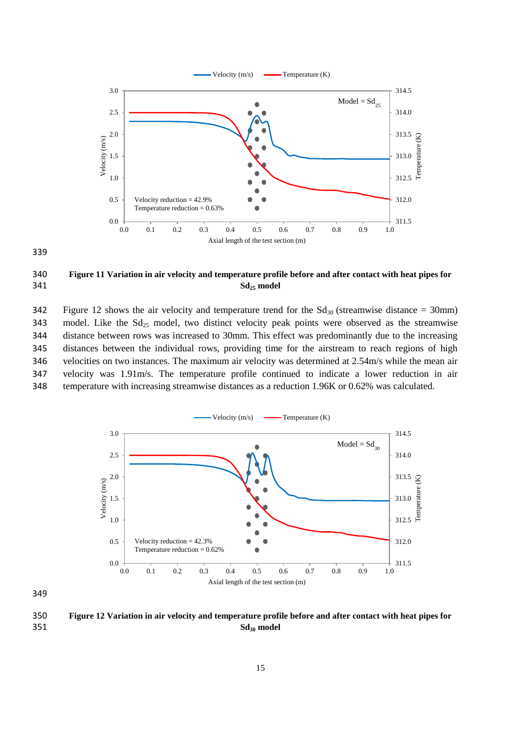**Figure 11 Variation in air velocity and temperature profile before and after contact with heat pipes for $Sd_{25}$ model**

Figure 12 shows the air velocity and temperature trend for the $Sd_{30}$ (streamwise distance = 30mm) model. Like the $Sd_{25}$ model, two distinct velocity peak points were observed as the streamwise distance between rows was increased to 30mm. This effect was predominantly due to the increasing distances between the individual rows, providing time for the airstream to reach regions of high velocities on two instances. The maximum air velocity was determined at 2.54m/s while the mean air velocity was 1.91m/s. The temperature profile continued to indicate a lower reduction in air temperature with increasing streamwise distances as a reduction 1.96K or 0.62% was calculated.

**Figure 12 Variation in air velocity and temperature profile before and after contact with heat pipes for $Sd_{30}$ model**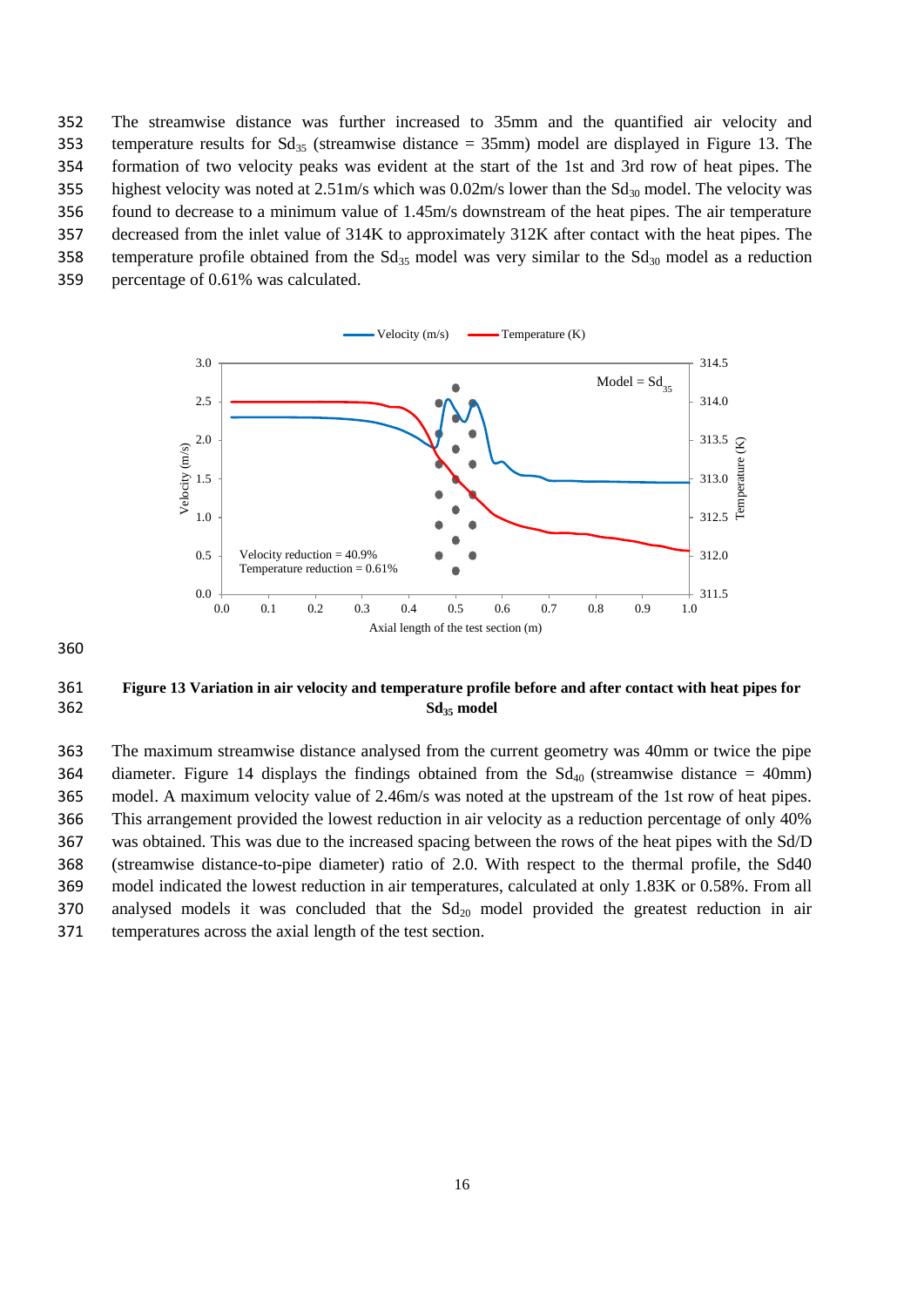The streamwise distance was further increased to 35mm and the quantified air velocity and temperature results for $Sd_{35}$ (streamwise distance = 35mm) model are displayed in Figure 13. The formation of two velocity peaks was evident at the start of the 1st and 3rd row of heat pipes. The highest velocity was noted at 2.51m/s which was 0.02m/s lower than the $Sd_{30}$ model. The velocity was found to decrease to a minimum value of 1.45m/s downstream of the heat pipes. The air temperature decreased from the inlet value of 314K to approximately 312K after contact with the heat pipes. The temperature profile obtained from the $Sd_{35}$ model was very similar to the $Sd_{30}$ model as a reduction percentage of 0.61% was calculated.

**Figure 13 Variation in air velocity and temperature profile before and after contact with heat pipes for $Sd_{35}$ model**

The maximum streamwise distance analysed from the current geometry was 40mm or twice the pipe diameter. Figure 14 displays the findings obtained from the $Sd_{40}$ (streamwise distance = 40mm) model. A maximum velocity value of 2.46m/s was noted at the upstream of the 1st row of heat pipes. This arrangement provided the lowest reduction in air velocity as a reduction percentage of only 40% was obtained. This was due to the increased spacing between the rows of the heat pipes with the Sd/D (streamwise distance-to-pipe diameter) ratio of 2.0. With respect to the thermal profile, the Sd40 model indicated the lowest reduction in air temperatures, calculated at only 1.83K or 0.58%. From all analysed models it was concluded that the $Sd_{20}$ model provided the greatest reduction in air temperatures across the axial length of the test section.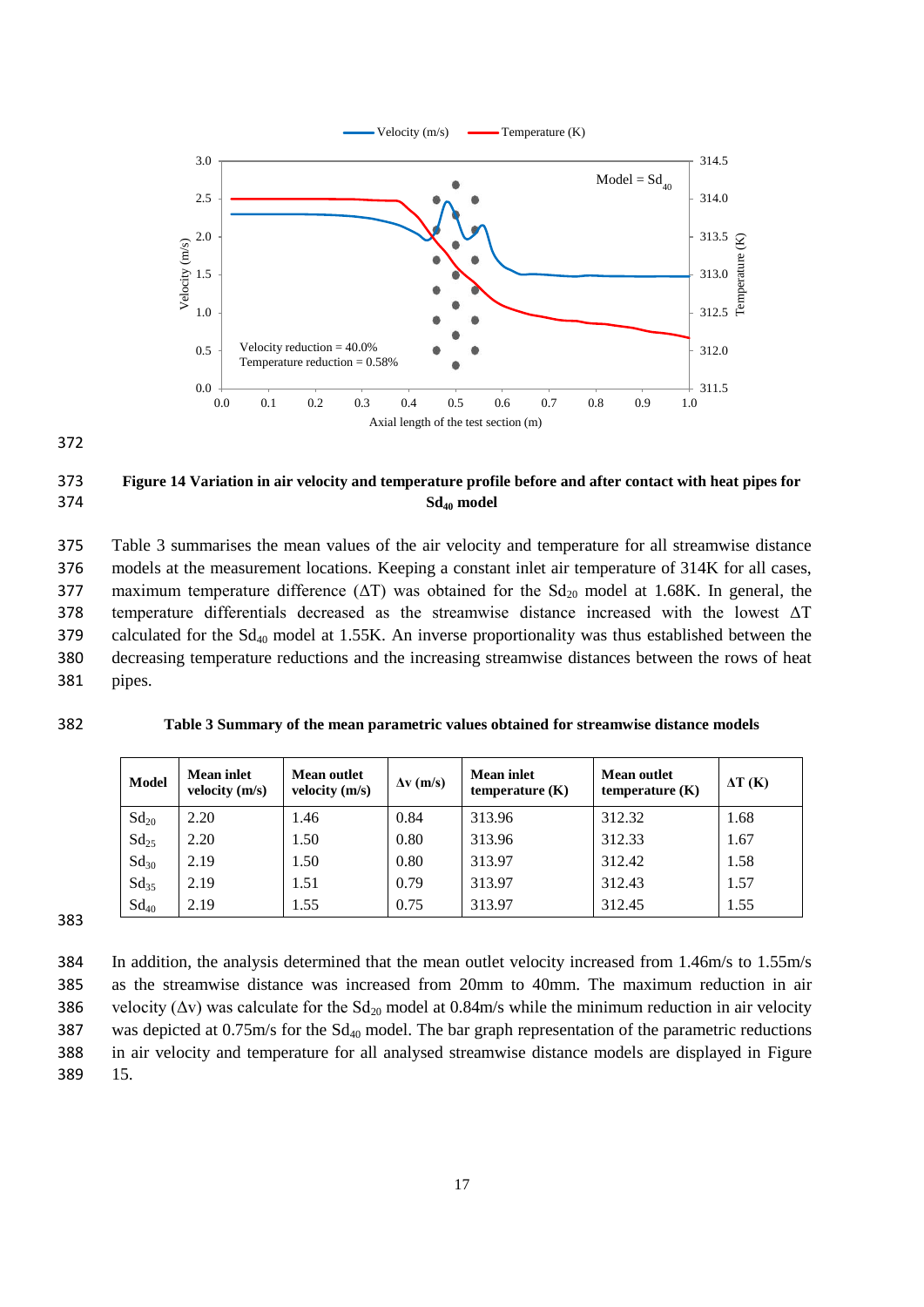**Figure 14 Variation in air velocity and temperature profile before and after contact with heat pipes for $Sd_{40}$ model**

Table 3 summarises the mean values of the air velocity and temperature for all streamwise distance models at the measurement locations. Keeping a constant inlet air temperature of 314K for all cases, maximum temperature difference ($\Delta T$) was obtained for the $Sd_{20}$ model at 1.68K. In general, the temperature differentials decreased as the streamwise distance increased with the lowest $\Delta T$ calculated for the $Sd_{40}$ model at 1.55K. An inverse proportionality was thus established between the decreasing temperature reductions and the increasing streamwise distances between the rows of heat pipes.

**Table 3 Summary of the mean parametric values obtained for streamwise distance models**

| Model | Mean inlet velocity (m/s) | Mean outlet velocity (m/s) | $\Delta v$ (m/s) | Mean inlet temperature (K) | Mean outlet temperature (K) | $\Delta T$ (K) |
|---|---|---|---|---|---|---|
| $Sd_{20}$ | 2.20 | 1.46 | 0.84 | 313.96 | 312.32 | 1.68 |
| $Sd_{25}$ | 2.20 | 1.50 | 0.80 | 313.96 | 312.33 | 1.67 |
| $Sd_{30}$ | 2.19 | 1.50 | 0.80 | 313.97 | 312.42 | 1.58 |
| $Sd_{35}$ | 2.19 | 1.51 | 0.79 | 313.97 | 312.43 | 1.57 |
| $Sd_{40}$ | 2.19 | 1.55 | 0.75 | 313.97 | 312.45 | 1.55 |

In addition, the analysis determined that the mean outlet velocity increased from 1.46m/s to 1.55m/s as the streamwise distance was increased from 20mm to 40mm. The maximum reduction in air velocity ($\Delta v$) was calculate for the $Sd_{20}$ model at 0.84m/s while the minimum reduction in air velocity was depicted at 0.75m/s for the $Sd_{40}$ model. The bar graph representation of the parametric reductions in air velocity and temperature for all analysed streamwise distance models are displayed in Figure 15.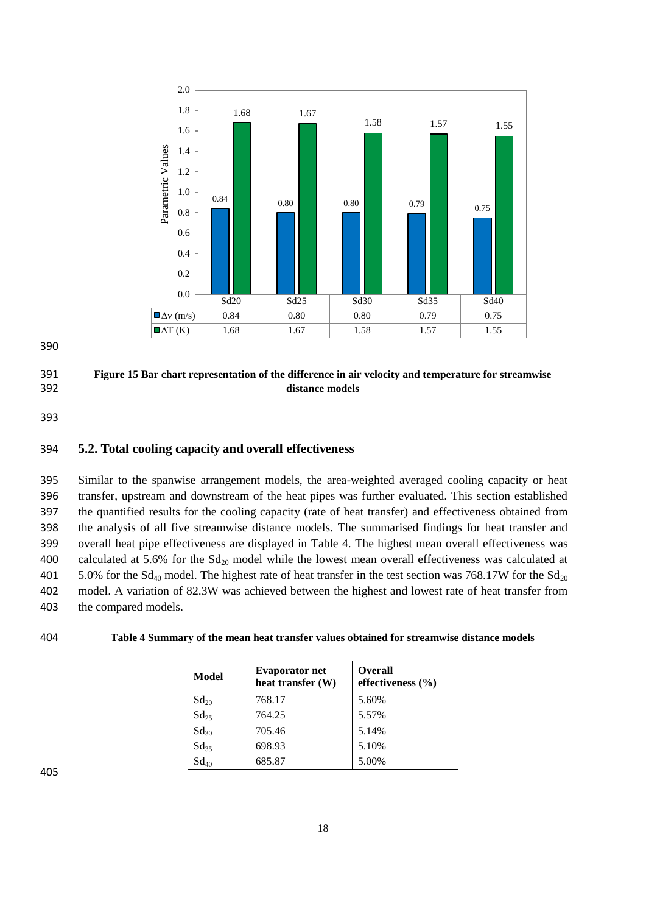| | Sd20 | Sd25 | Sd30 | Sd35 | Sd40 |
|---|---|---|---|---|---|
| Δv (m/s) | 0.84 | 0.80 | 0.80 | 0.79 | 0.75 |
| ΔT (K) | 1.68 | 1.67 | 1.58 | 1.57 | 1.55 |

**Figure 15 Bar chart representation of the difference in air velocity and temperature for streamwise distance models**

## 5.2. Total cooling capacity and overall effectiveness

Similar to the spanwise arrangement models, the area-weighted averaged cooling capacity or heat transfer, upstream and downstream of the heat pipes was further evaluated. This section established the quantified results for the cooling capacity (rate of heat transfer) and effectiveness obtained from the analysis of all five streamwise distance models. The summarised findings for heat transfer and overall heat pipe effectiveness are displayed in Table 4. The highest mean overall effectiveness was calculated at 5.6% for the $Sd_{20}$ model while the lowest mean overall effectiveness was calculated at 5.0% for the $Sd_{40}$ model. The highest rate of heat transfer in the test section was 768.17W for the $Sd_{20}$ model. A variation of 82.3W was achieved between the highest and lowest rate of heat transfer from the compared models.

**Table 4 Summary of the mean heat transfer values obtained for streamwise distance models**

| Model | Evaporator net heat transfer (W) | Overall effectiveness (%) |
|---|---|---|
| $Sd_{20}$ | 768.17 | 5.60% |
| $Sd_{25}$ | 764.25 | 5.57% |
| $Sd_{30}$ | 705.46 | 5.14% |
| $Sd_{35}$ | 698.93 | 5.10% |
| $Sd_{40}$ | 685.87 | 5.00% |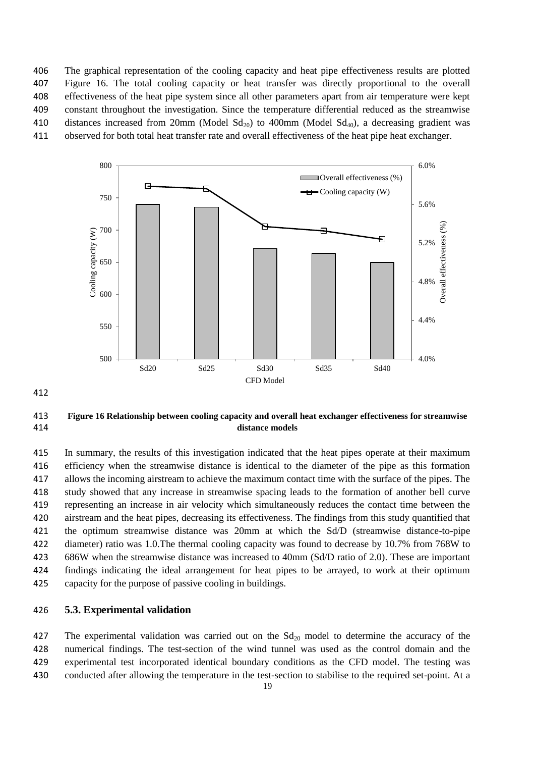The graphical representation of the cooling capacity and heat pipe effectiveness results are plotted Figure 16. The total cooling capacity or heat transfer was directly proportional to the overall effectiveness of the heat pipe system since all other parameters apart from air temperature were kept constant throughout the investigation. Since the temperature differential reduced as the streamwise distances increased from 20mm (Model $Sd_{20}$) to 400mm (Model $Sd_{40}$), a decreasing gradient was observed for both total heat transfer rate and overall effectiveness of the heat pipe heat exchanger.

**Figure 16 Relationship between cooling capacity and overall heat exchanger effectiveness for streamwise distance models**

In summary, the results of this investigation indicated that the heat pipes operate at their maximum efficiency when the streamwise distance is identical to the diameter of the pipe as this formation allows the incoming airstream to achieve the maximum contact time with the surface of the pipes. The study showed that any increase in streamwise spacing leads to the formation of another bell curve representing an increase in air velocity which simultaneously reduces the contact time between the airstream and the heat pipes, decreasing its effectiveness. The findings from this study quantified that the optimum streamwise distance was 20mm at which the Sd/D (streamwise distance-to-pipe diameter) ratio was 1.0.The thermal cooling capacity was found to decrease by 10.7% from 768W to 686W when the streamwise distance was increased to 40mm (Sd/D ratio of 2.0). These are important findings indicating the ideal arrangement for heat pipes to be arrayed, to work at their optimum capacity for the purpose of passive cooling in buildings.

## 5.3. Experimental validation

The experimental validation was carried out on the $Sd_{20}$ model to determine the accuracy of the numerical findings. The test-section of the wind tunnel was used as the control domain and the experimental test incorporated identical boundary conditions as the CFD model. The testing was conducted after allowing the temperature in the test-section to stabilise to the required set-point. At a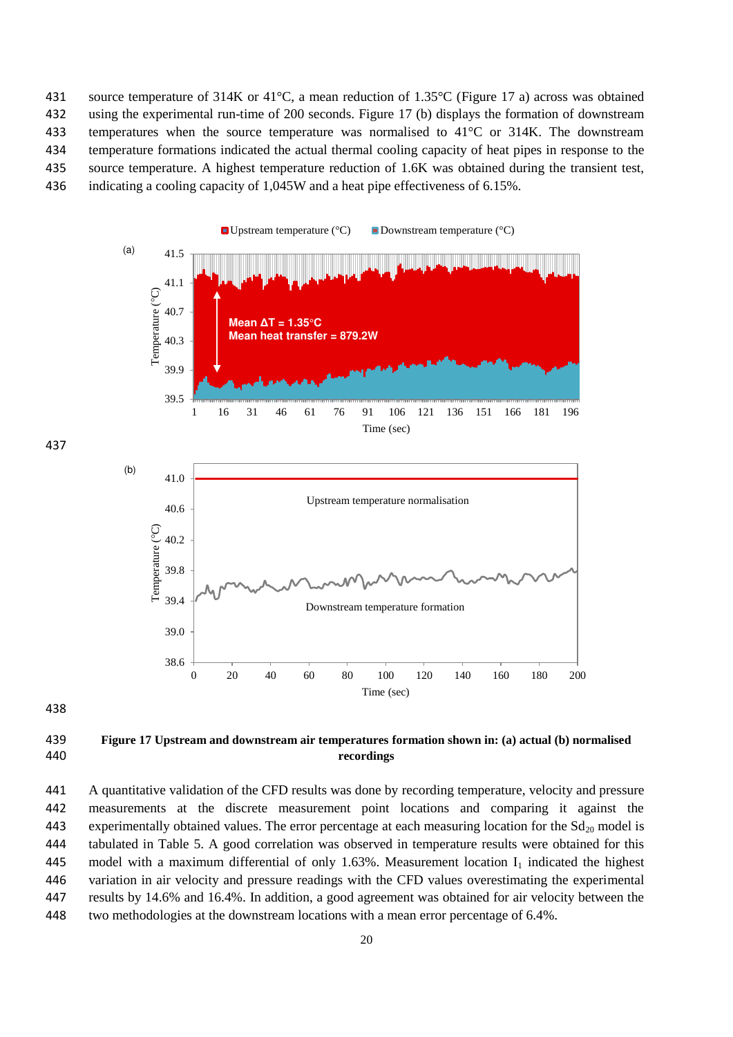source temperature of 314K or 41°C, a mean reduction of 1.35°C (Figure 17 a) across was obtained using the experimental run-time of 200 seconds. Figure 17 (b) displays the formation of downstream temperatures when the source temperature was normalised to 41°C or 314K. The downstream temperature formations indicated the actual thermal cooling capacity of heat pipes in response to the source temperature. A highest temperature reduction of 1.6K was obtained during the transient test, indicating a cooling capacity of 1,045W and a heat pipe effectiveness of 6.15%.

**Figure 17 Upstream and downstream air temperatures formation shown in: (a) actual (b) normalised recordings**

A quantitative validation of the CFD results was done by recording temperature, velocity and pressure measurements at the discrete measurement point locations and comparing it against the experimentally obtained values. The error percentage at each measuring location for the $Sd_{20}$ model is tabulated in Table 5. A good correlation was observed in temperature results were obtained for this model with a maximum differential of only 1.63%. Measurement location $I_1$ indicated the highest variation in air velocity and pressure readings with the CFD values overestimating the experimental results by 14.6% and 16.4%. In addition, a good agreement was obtained for air velocity between the two methodologies at the downstream locations with a mean error percentage of 6.4%.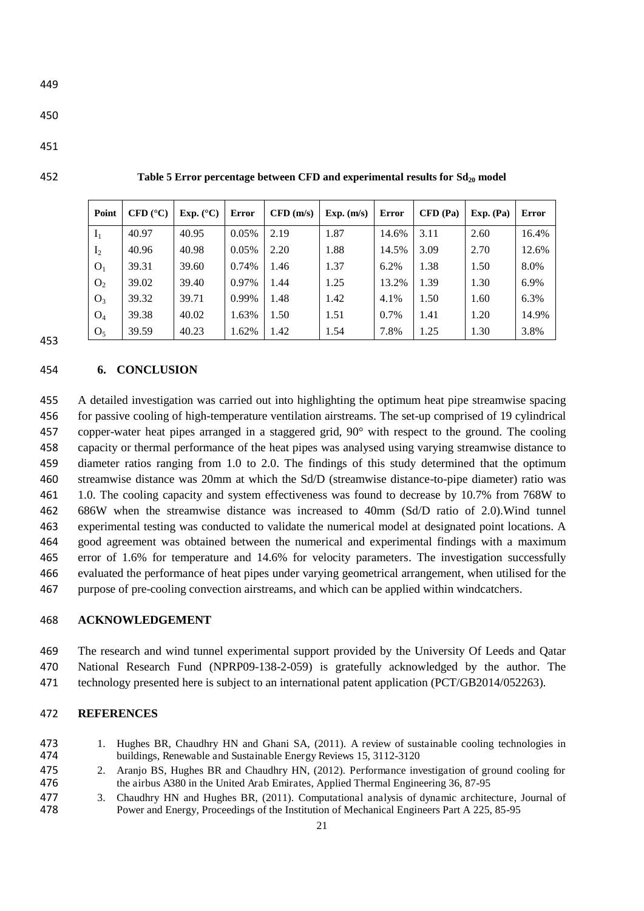**Table 5 Error percentage between CFD and experimental results for $Sd_{20}$ model**

| Point | CFD (°C) | Exp. (°C) | Error | CFD (m/s) | Exp. (m/s) | Error | CFD (Pa) | Exp. (Pa) | Error |
|---|---|---|---|---|---|---|---|---|---|
| $I_1$ | 40.97 | 40.95 | 0.05% | 2.19 | 1.87 | 14.6% | 3.11 | 2.60 | 16.4% |
| $I_2$ | 40.96 | 40.98 | 0.05% | 2.20 | 1.88 | 14.5% | 3.09 | 2.70 | 12.6% |
| $O_1$ | 39.31 | 39.60 | 0.74% | 1.46 | 1.37 | 6.2% | 1.38 | 1.50 | 8.0% |
| $O_2$ | 39.02 | 39.40 | 0.97% | 1.44 | 1.25 | 13.2% | 1.39 | 1.30 | 6.9% |
| $O_3$ | 39.32 | 39.71 | 0.99% | 1.48 | 1.42 | 4.1% | 1.50 | 1.60 | 6.3% |
| $O_4$ | 39.38 | 40.02 | 1.63% | 1.50 | 1.51 | 0.7% | 1.41 | 1.20 | 14.9% |
| $O_5$ | 39.59 | 40.23 | 1.62% | 1.42 | 1.54 | 7.8% | 1.25 | 1.30 | 3.8% |

## 6. CONCLUSION

A detailed investigation was carried out into highlighting the optimum heat pipe streamwise spacing for passive cooling of high-temperature ventilation airstreams. The set-up comprised of 19 cylindrical copper-water heat pipes arranged in a staggered grid, 90° with respect to the ground. The cooling capacity or thermal performance of the heat pipes was analysed using varying streamwise distance to diameter ratios ranging from 1.0 to 2.0. The findings of this study determined that the optimum streamwise distance was 20mm at which the Sd/D (streamwise distance-to-pipe diameter) ratio was 1.0. The cooling capacity and system effectiveness was found to decrease by 10.7% from 768W to 686W when the streamwise distance was increased to 40mm (Sd/D ratio of 2.0).Wind tunnel experimental testing was conducted to validate the numerical model at designated point locations. A good agreement was obtained between the numerical and experimental findings with a maximum error of 1.6% for temperature and 14.6% for velocity parameters. The investigation successfully evaluated the performance of heat pipes under varying geometrical arrangement, when utilised for the purpose of pre-cooling convection airstreams, and which can be applied within windcatchers.

## ACKNOWLEDGEMENT

The research and wind tunnel experimental support provided by the University Of Leeds and Qatar National Research Fund (NPRP09-138-2-059) is gratefully acknowledged by the author. The technology presented here is subject to an international patent application (PCT/GB2014/052263).

## REFERENCES

1. Hughes BR, Chaudhry HN and Ghani SA, (2011). A review of sustainable cooling technologies in buildings, Renewable and Sustainable Energy Reviews 15, 3112-3120
2. Aranjo BS, Hughes BR and Chaudhry HN, (2012). Performance investigation of ground cooling for the airbus A380 in the United Arab Emirates, Applied Thermal Engineering 36, 87-95
3. Chaudhry HN and Hughes BR, (2011). Computational analysis of dynamic architecture, Journal of Power and Energy, Proceedings of the Institution of Mechanical Engineers Part A 225, 85-95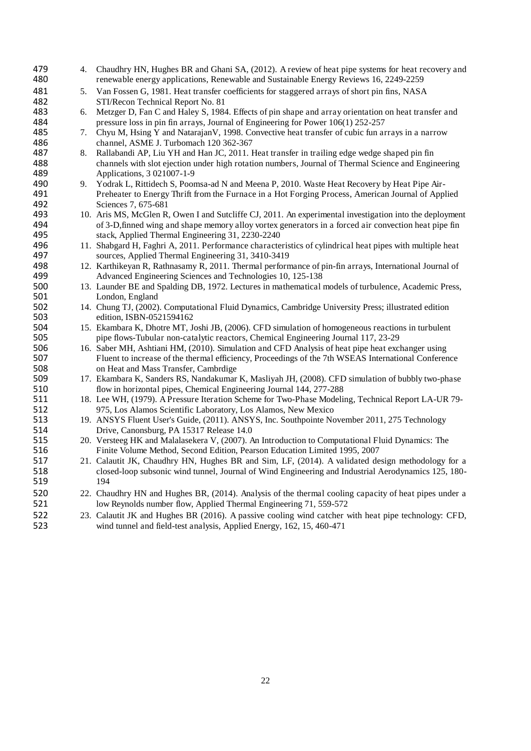4. Chaudhry HN, Hughes BR and Ghani SA, (2012). A review of heat pipe systems for heat recovery and renewable energy applications, Renewable and Sustainable Energy Reviews 16, 2249-2259
5. Van Fossen G, 1981. Heat transfer coefficients for staggered arrays of short pin fins, NASA STI/Recon Technical Report No. 81
6. Metzger D, Fan C and Haley S, 1984. Effects of pin shape and array orientation on heat transfer and pressure loss in pin fin arrays, Journal of Engineering for Power 106(1) 252-257
7. Chyu M, Hsing Y and NatarajanV, 1998. Convective heat transfer of cubic fun arrays in a narrow channel, ASME J. Turbomach 120 362-367
8. Rallabandi AP, Liu YH and Han JC, 2011. Heat transfer in trailing edge wedge shaped pin fin channels with slot ejection under high rotation numbers, Journal of Thermal Science and Engineering Applications, 3 021007-1-9
9. Yodrak L, Rittidech S, Poomsa-ad N and Meena P, 2010. Waste Heat Recovery by Heat Pipe Air-Preheater to Energy Thrift from the Furnace in a Hot Forging Process, American Journal of Applied Sciences 7, 675-681
10. Aris MS, McGlen R, Owen I and Sutcliffe CJ, 2011. An experimental investigation into the deployment of 3-D,finned wing and shape memory alloy vortex generators in a forced air convection heat pipe fin stack, Applied Thermal Engineering 31, 2230-2240
11. Shabgard H, Faghri A, 2011. Performance characteristics of cylindrical heat pipes with multiple heat sources, Applied Thermal Engineering 31, 3410-3419
12. Karthikeyan R, Rathnasamy R, 2011. Thermal performance of pin-fin arrays, International Journal of Advanced Engineering Sciences and Technologies 10, 125-138
13. Launder BE and Spalding DB, 1972. Lectures in mathematical models of turbulence, Academic Press, London, England
14. Chung TJ, (2002). Computational Fluid Dynamics, Cambridge University Press; illustrated edition edition, ISBN-0521594162
15. Ekambara K, Dhotre MT, Joshi JB, (2006). CFD simulation of homogeneous reactions in turbulent pipe flows-Tubular non-catalytic reactors, Chemical Engineering Journal 117, 23-29
16. Saber MH, Ashtiani HM, (2010). Simulation and CFD Analysis of heat pipe heat exchanger using Fluent to increase of the thermal efficiency, Proceedings of the 7th WSEAS International Conference on Heat and Mass Transfer, Cambrdige
17. Ekambara K, Sanders RS, Nandakumar K, Masliyah JH, (2008). CFD simulation of bubbly two-phase flow in horizontal pipes, Chemical Engineering Journal 144, 277-288
18. Lee WH, (1979). A Pressure Iteration Scheme for Two-Phase Modeling, Technical Report LA-UR 79-975, Los Alamos Scientific Laboratory, Los Alamos, New Mexico
19. ANSYS Fluent User's Guide, (2011). ANSYS, Inc. Southpointe November 2011, 275 Technology Drive, Canonsburg, PA 15317 Release 14.0
20. Versteeg HK and Malalasekera V, (2007). An Introduction to Computational Fluid Dynamics: The Finite Volume Method, Second Edition, Pearson Education Limited 1995, 2007
21. Calautit JK, Chaudhry HN, Hughes BR and Sim, LF, (2014). A validated design methodology for a closed-loop subsonic wind tunnel, Journal of Wind Engineering and Industrial Aerodynamics 125, 180-194
22. Chaudhry HN and Hughes BR, (2014). Analysis of the thermal cooling capacity of heat pipes under a low Reynolds number flow, Applied Thermal Engineering 71, 559-572
23. Calautit JK and Hughes BR (2016). A passive cooling wind catcher with heat pipe technology: CFD, wind tunnel and field-test analysis, Applied Energy, 162, 15, 460-471